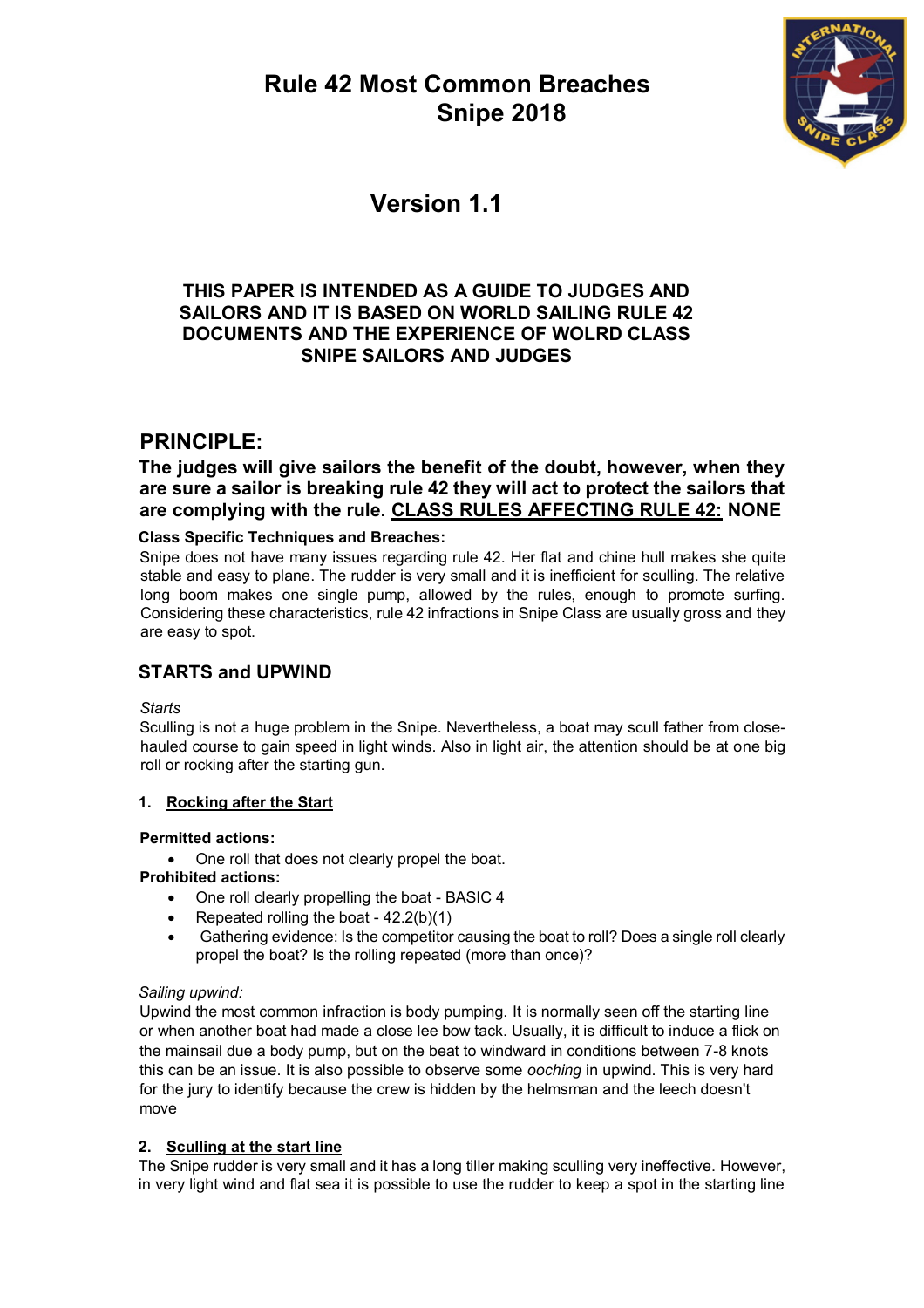# Rule 42 Most Common Breaches
# Snipe 2018

## Version 1.1

**THIS PAPER IS INTENDED AS A GUIDE TO JUDGES AND SAILORS AND IT IS BASED ON WORLD SAILING RULE 42 DOCUMENTS AND THE EXPERIENCE OF WOLRD CLASS SNIPE SAILORS AND JUDGES**

## PRINCIPLE:

**The judges will give sailors the benefit of the doubt, however, when they are sure a sailor is breaking rule 42 they will act to protect the sailors that are complying with the rule. <u>CLASS RULES AFFECTING RULE 42:</u> NONE**

**Class Specific Techniques and Breaches:**

Snipe does not have many issues regarding rule 42. Her flat and chine hull makes she quite stable and easy to plane. The rudder is very small and it is inefficient for sculling. The relative long boom makes one single pump, allowed by the rules, enough to promote surfing. Considering these characteristics, rule 42 infractions in Snipe Class are usually gross and they are easy to spot.

### STARTS and UPWIND

*Starts*

Sculling is not a huge problem in the Snipe. Nevertheless, a boat may scull father from close-hauled course to gain speed in light winds. Also in light air, the attention should be at one big roll or rocking after the starting gun.

**1. <u>Rocking after the Start</u>**

**Permitted actions:**

- One roll that does not clearly propel the boat.

**Prohibited actions:**

- One roll clearly propelling the boat - BASIC 4
- Repeated rolling the boat - 42.2(b)(1)
- Gathering evidence: Is the competitor causing the boat to roll? Does a single roll clearly propel the boat? Is the rolling repeated (more than once)?

*Sailing upwind:*

Upwind the most common infraction is body pumping. It is normally seen off the starting line or when another boat had made a close lee bow tack. Usually, it is difficult to induce a flick on the mainsail due a body pump, but on the beat to windward in conditions between 7-8 knots this can be an issue. It is also possible to observe some *ooching* in upwind. This is very hard for the jury to identify because the crew is hidden by the helmsman and the leech doesn't move

**2. <u>Sculling at the start line</u>**

The Snipe rudder is very small and it has a long tiller making sculling very ineffective. However, in very light wind and flat sea it is possible to use the rudder to keep a spot in the starting line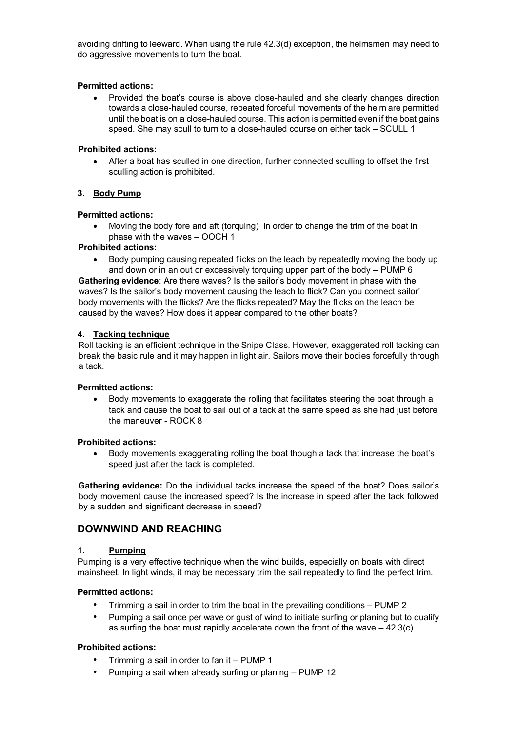avoiding drifting to leeward. When using the rule 42.3(d) exception, the helmsmen may need to do aggressive movements to turn the boat.

**Permitted actions:**

- Provided the boat's course is above close-hauled and she clearly changes direction towards a close-hauled course, repeated forceful movements of the helm are permitted until the boat is on a close-hauled course. This action is permitted even if the boat gains speed. She may scull to turn to a close-hauled course on either tack – SCULL 1

**Prohibited actions:**

- After a boat has sculled in one direction, further connected sculling to offset the first sculling action is prohibited.

### 3. Body Pump

**Permitted actions:**

- Moving the body fore and aft (torquing) in order to change the trim of the boat in phase with the waves – OOCH 1

**Prohibited actions:**

- Body pumping causing repeated flicks on the leach by repeatedly moving the body up and down or in an out or excessively torquing upper part of the body – PUMP 6

**Gathering evidence**: Are there waves? Is the sailor's body movement in phase with the waves? Is the sailor's body movement causing the leach to flick? Can you connect sailor' body movements with the flicks? Are the flicks repeated? May the flicks on the leach be caused by the waves? How does it appear compared to the other boats?

### 4. Tacking technique

Roll tacking is an efficient technique in the Snipe Class. However, exaggerated roll tacking can break the basic rule and it may happen in light air. Sailors move their bodies forcefully through a tack.

**Permitted actions:**

- Body movements to exaggerate the rolling that facilitates steering the boat through a tack and cause the boat to sail out of a tack at the same speed as she had just before the maneuver - ROCK 8

**Prohibited actions:**

- Body movements exaggerating rolling the boat though a tack that increase the boat's speed just after the tack is completed.

**Gathering evidence:** Do the individual tacks increase the speed of the boat? Does sailor's body movement cause the increased speed? Is the increase in speed after the tack followed by a sudden and significant decrease in speed?

## DOWNWIND AND REACHING

### 1. Pumping

Pumping is a very effective technique when the wind builds, especially on boats with direct mainsheet. In light winds, it may be necessary trim the sail repeatedly to find the perfect trim.

**Permitted actions:**

- Trimming a sail in order to trim the boat in the prevailing conditions – PUMP 2
- Pumping a sail once per wave or gust of wind to initiate surfing or planing but to qualify as surfing the boat must rapidly accelerate down the front of the wave – 42.3(c)

**Prohibited actions:**

- Trimming a sail in order to fan it – PUMP 1
- Pumping a sail when already surfing or planing – PUMP 12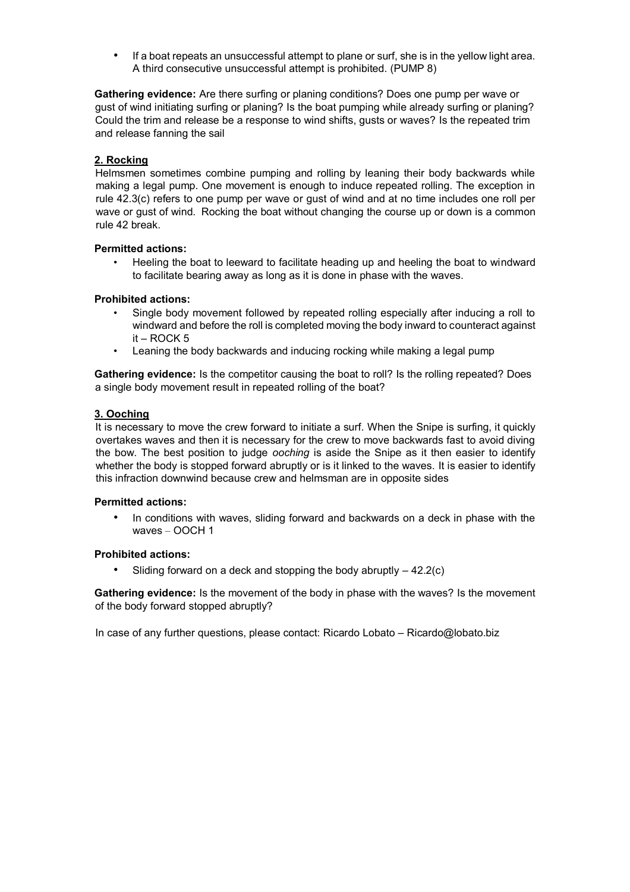- If a boat repeats an unsuccessful attempt to plane or surf, she is in the yellow light area. A third consecutive unsuccessful attempt is prohibited. (PUMP 8)

**Gathering evidence:** Are there surfing or planing conditions? Does one pump per wave or gust of wind initiating surfing or planing? Is the boat pumping while already surfing or planing? Could the trim and release be a response to wind shifts, gusts or waves? Is the repeated trim and release fanning the sail

## 2. Rocking

Helmsmen sometimes combine pumping and rolling by leaning their body backwards while making a legal pump. One movement is enough to induce repeated rolling. The exception in rule 42.3(c) refers to one pump per wave or gust of wind and at no time includes one roll per wave or gust of wind. Rocking the boat without changing the course up or down is a common rule 42 break.

**Permitted actions:**

- Heeling the boat to leeward to facilitate heading up and heeling the boat to windward to facilitate bearing away as long as it is done in phase with the waves.

**Prohibited actions:**

- Single body movement followed by repeated rolling especially after inducing a roll to windward and before the roll is completed moving the body inward to counteract against it – ROCK 5
- Leaning the body backwards and inducing rocking while making a legal pump

**Gathering evidence:** Is the competitor causing the boat to roll? Is the rolling repeated? Does a single body movement result in repeated rolling of the boat?

## 3. Ooching

It is necessary to move the crew forward to initiate a surf. When the Snipe is surfing, it quickly overtakes waves and then it is necessary for the crew to move backwards fast to avoid diving the bow. The best position to judge *ooching* is aside the Snipe as it then easier to identify whether the body is stopped forward abruptly or is it linked to the waves. It is easier to identify this infraction downwind because crew and helmsman are in opposite sides

**Permitted actions:**

- In conditions with waves, sliding forward and backwards on a deck in phase with the waves – OOCH 1

**Prohibited actions:**

- Sliding forward on a deck and stopping the body abruptly – 42.2(c)

**Gathering evidence:** Is the movement of the body in phase with the waves? Is the movement of the body forward stopped abruptly?

In case of any further questions, please contact: Ricardo Lobato – Ricardo@lobato.biz